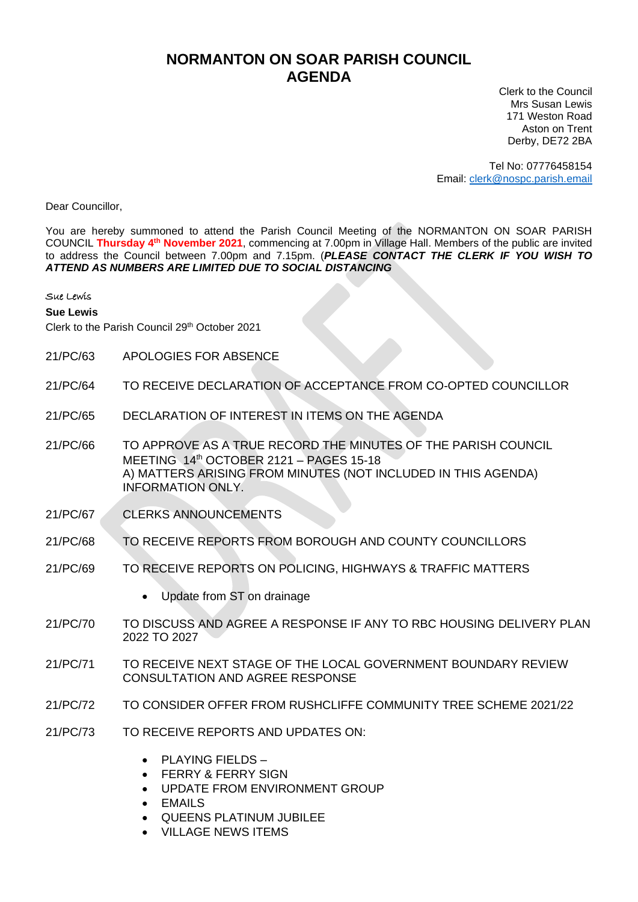# NORMANTON ON SOAR PARISH COUNCIL
# AGENDA

Clerk to the Council
Mrs Susan Lewis
171 Weston Road
Aston on Trent
Derby, DE72 2BA

Tel No: 07776458154
Email: clerk@nospc.parish.email

Dear Councillor,

You are hereby summoned to attend the Parish Council Meeting of the NORMANTON ON SOAR PARISH COUNCIL **Thursday 4th November 2021**, commencing at 7.00pm in Village Hall. Members of the public are invited to address the Council between 7.00pm and 7.15pm. (***PLEASE CONTACT THE CLERK IF YOU WISH TO ATTEND AS NUMBERS ARE LIMITED DUE TO SOCIAL DISTANCING***

Sue Lewis

**Sue Lewis**
Clerk to the Parish Council 29th October 2021

21/PC/63 APOLOGIES FOR ABSENCE

21/PC/64 TO RECEIVE DECLARATION OF ACCEPTANCE FROM CO-OPTED COUNCILLOR

21/PC/65 DECLARATION OF INTEREST IN ITEMS ON THE AGENDA

21/PC/66 TO APPROVE AS A TRUE RECORD THE MINUTES OF THE PARISH COUNCIL MEETING 14th OCTOBER 2121 – PAGES 15-18
A) MATTERS ARISING FROM MINUTES (NOT INCLUDED IN THIS AGENDA) INFORMATION ONLY.

21/PC/67 CLERKS ANNOUNCEMENTS

21/PC/68 TO RECEIVE REPORTS FROM BOROUGH AND COUNTY COUNCILLORS

21/PC/69 TO RECEIVE REPORTS ON POLICING, HIGHWAYS & TRAFFIC MATTERS

- Update from ST on drainage

21/PC/70 TO DISCUSS AND AGREE A RESPONSE IF ANY TO RBC HOUSING DELIVERY PLAN 2022 TO 2027

21/PC/71 TO RECEIVE NEXT STAGE OF THE LOCAL GOVERNMENT BOUNDARY REVIEW CONSULTATION AND AGREE RESPONSE

21/PC/72 TO CONSIDER OFFER FROM RUSHCLIFFE COMMUNITY TREE SCHEME 2021/22

21/PC/73 TO RECEIVE REPORTS AND UPDATES ON:

- PLAYING FIELDS –
- FERRY & FERRY SIGN
- UPDATE FROM ENVIRONMENT GROUP
- EMAILS
- QUEENS PLATINUM JUBILEE
- VILLAGE NEWS ITEMS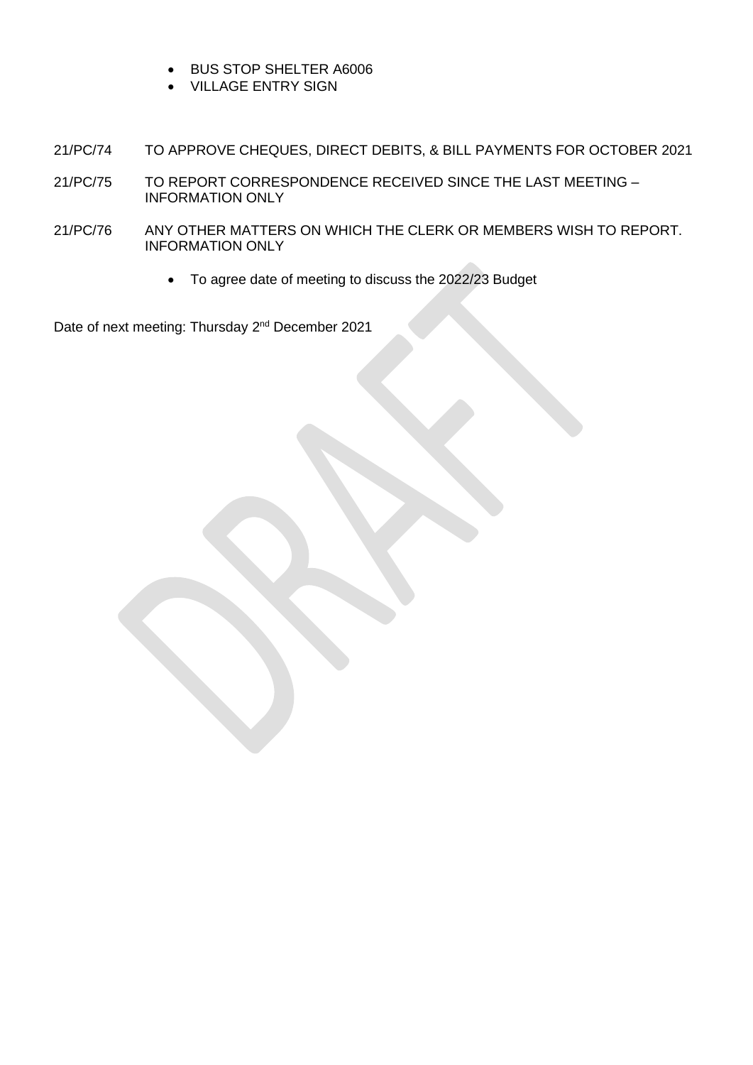- BUS STOP SHELTER A6006
- VILLAGE ENTRY SIGN

21/PC/74 TO APPROVE CHEQUES, DIRECT DEBITS, & BILL PAYMENTS FOR OCTOBER 2021

21/PC/75 TO REPORT CORRESPONDENCE RECEIVED SINCE THE LAST MEETING – INFORMATION ONLY

21/PC/76 ANY OTHER MATTERS ON WHICH THE CLERK OR MEMBERS WISH TO REPORT. INFORMATION ONLY

- To agree date of meeting to discuss the 2022/23 Budget

Date of next meeting: Thursday 2nd December 2021